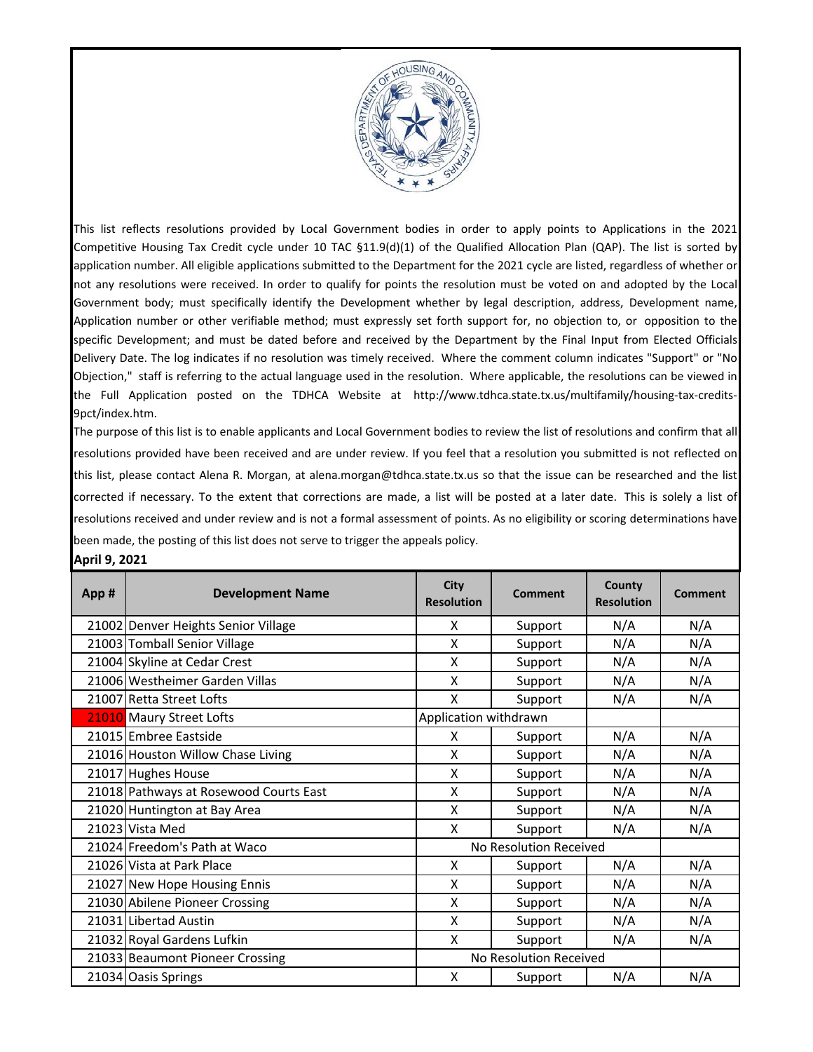This list reflects resolutions provided by Local Government bodies in order to apply points to Applications in the 2021 Competitive Housing Tax Credit cycle under 10 TAC §11.9(d)(1) of the Qualified Allocation Plan (QAP). The list is sorted by application number. All eligible applications submitted to the Department for the 2021 cycle are listed, regardless of whether or not any resolutions were received. In order to qualify for points the resolution must be voted on and adopted by the Local Government body; must specifically identify the Development whether by legal description, address, Development name, Application number or other verifiable method; must expressly set forth support for, no objection to, or opposition to the specific Development; and must be dated before and received by the Department by the Final Input from Elected Officials Delivery Date. The log indicates if no resolution was timely received. Where the comment column indicates "Support" or "No Objection," staff is referring to the actual language used in the resolution. Where applicable, the resolutions can be viewed in the Full Application posted on the TDHCA Website at http://www.tdhca.state.tx.us/multifamily/housing-tax-credits-9pct/index.htm.

The purpose of this list is to enable applicants and Local Government bodies to review the list of resolutions and confirm that all resolutions provided have been received and are under review. If you feel that a resolution you submitted is not reflected on this list, please contact Alena R. Morgan, at alena.morgan@tdhca.state.tx.us so that the issue can be researched and the list corrected if necessary. To the extent that corrections are made, a list will be posted at a later date. This is solely a list of resolutions received and under review and is not a formal assessment of points. As no eligibility or scoring determinations have been made, the posting of this list does not serve to trigger the appeals policy.

**April 9, 2021**

| App # | Development Name | City Resolution | Comment | County Resolution | Comment |
|---|---|---|---|---|---|
| 21002 | Denver Heights Senior Village | X | Support | N/A | N/A |
| 21003 | Tomball Senior Village | X | Support | N/A | N/A |
| 21004 | Skyline at Cedar Crest | X | Support | N/A | N/A |
| 21006 | Westheimer Garden Villas | X | Support | N/A | N/A |
| 21007 | Retta Street Lofts | X | Support | N/A | N/A |
| 21010 | Maury Street Lofts | Application withdrawn | | | |
| 21015 | Embree Eastside | X | Support | N/A | N/A |
| 21016 | Houston Willow Chase Living | X | Support | N/A | N/A |
| 21017 | Hughes House | X | Support | N/A | N/A |
| 21018 | Pathways at Rosewood Courts East | X | Support | N/A | N/A |
| 21020 | Huntington at Bay Area | X | Support | N/A | N/A |
| 21023 | Vista Med | X | Support | N/A | N/A |
| 21024 | Freedom's Path at Waco | No Resolution Received | | | |
| 21026 | Vista at Park Place | X | Support | N/A | N/A |
| 21027 | New Hope Housing Ennis | X | Support | N/A | N/A |
| 21030 | Abilene Pioneer Crossing | X | Support | N/A | N/A |
| 21031 | Libertad Austin | X | Support | N/A | N/A |
| 21032 | Royal Gardens Lufkin | X | Support | N/A | N/A |
| 21033 | Beaumont Pioneer Crossing | No Resolution Received | | | |
| 21034 | Oasis Springs | X | Support | N/A | N/A |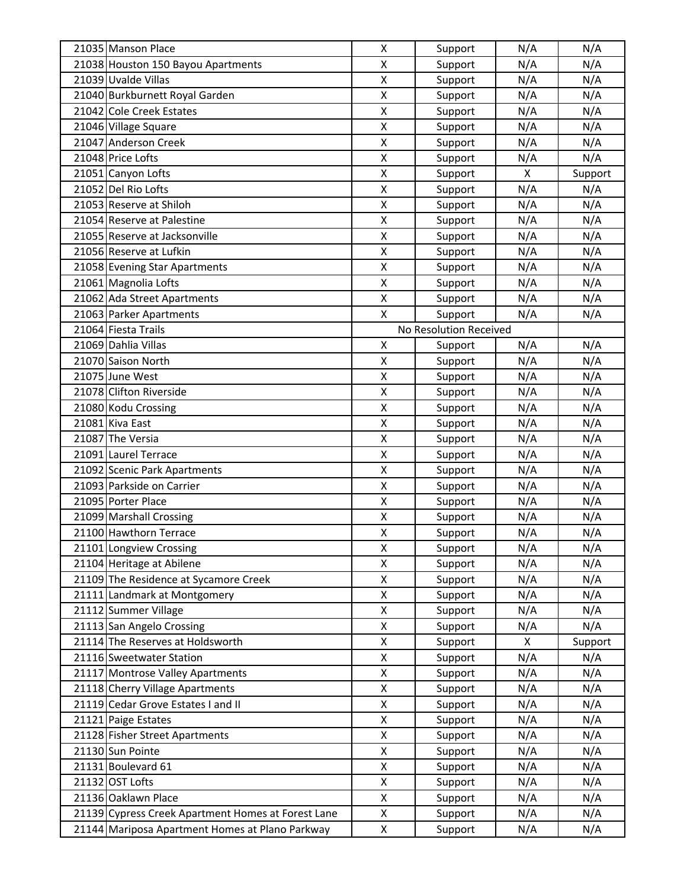| | | | | | |
|---|---|---|---|---|---|
| 21035 | Manson Place | X | Support | N/A | N/A |
| 21038 | Houston 150 Bayou Apartments | X | Support | N/A | N/A |
| 21039 | Uvalde Villas | X | Support | N/A | N/A |
| 21040 | Burkburnett Royal Garden | X | Support | N/A | N/A |
| 21042 | Cole Creek Estates | X | Support | N/A | N/A |
| 21046 | Village Square | X | Support | N/A | N/A |
| 21047 | Anderson Creek | X | Support | N/A | N/A |
| 21048 | Price Lofts | X | Support | N/A | N/A |
| 21051 | Canyon Lofts | X | Support | X | Support |
| 21052 | Del Rio Lofts | X | Support | N/A | N/A |
| 21053 | Reserve at Shiloh | X | Support | N/A | N/A |
| 21054 | Reserve at Palestine | X | Support | N/A | N/A |
| 21055 | Reserve at Jacksonville | X | Support | N/A | N/A |
| 21056 | Reserve at Lufkin | X | Support | N/A | N/A |
| 21058 | Evening Star Apartments | X | Support | N/A | N/A |
| 21061 | Magnolia Lofts | X | Support | N/A | N/A |
| 21062 | Ada Street Apartments | X | Support | N/A | N/A |
| 21063 | Parker Apartments | X | Support | N/A | N/A |
| 21064 | Fiesta Trails | No Resolution Received | | | |
| 21069 | Dahlia Villas | X | Support | N/A | N/A |
| 21070 | Saison North | X | Support | N/A | N/A |
| 21075 | June West | X | Support | N/A | N/A |
| 21078 | Clifton Riverside | X | Support | N/A | N/A |
| 21080 | Kodu Crossing | X | Support | N/A | N/A |
| 21081 | Kiva East | X | Support | N/A | N/A |
| 21087 | The Versia | X | Support | N/A | N/A |
| 21091 | Laurel Terrace | X | Support | N/A | N/A |
| 21092 | Scenic Park Apartments | X | Support | N/A | N/A |
| 21093 | Parkside on Carrier | X | Support | N/A | N/A |
| 21095 | Porter Place | X | Support | N/A | N/A |
| 21099 | Marshall Crossing | X | Support | N/A | N/A |
| 21100 | Hawthorn Terrace | X | Support | N/A | N/A |
| 21101 | Longview Crossing | X | Support | N/A | N/A |
| 21104 | Heritage at Abilene | X | Support | N/A | N/A |
| 21109 | The Residence at Sycamore Creek | X | Support | N/A | N/A |
| 21111 | Landmark at Montgomery | X | Support | N/A | N/A |
| 21112 | Summer Village | X | Support | N/A | N/A |
| 21113 | San Angelo Crossing | X | Support | N/A | N/A |
| 21114 | The Reserves at Holdsworth | X | Support | X | Support |
| 21116 | Sweetwater Station | X | Support | N/A | N/A |
| 21117 | Montrose Valley Apartments | X | Support | N/A | N/A |
| 21118 | Cherry Village Apartments | X | Support | N/A | N/A |
| 21119 | Cedar Grove Estates I and II | X | Support | N/A | N/A |
| 21121 | Paige Estates | X | Support | N/A | N/A |
| 21128 | Fisher Street Apartments | X | Support | N/A | N/A |
| 21130 | Sun Pointe | X | Support | N/A | N/A |
| 21131 | Boulevard 61 | X | Support | N/A | N/A |
| 21132 | OST Lofts | X | Support | N/A | N/A |
| 21136 | Oaklawn Place | X | Support | N/A | N/A |
| 21139 | Cypress Creek Apartment Homes at Forest Lane | X | Support | N/A | N/A |
| 21144 | Mariposa Apartment Homes at Plano Parkway | X | Support | N/A | N/A |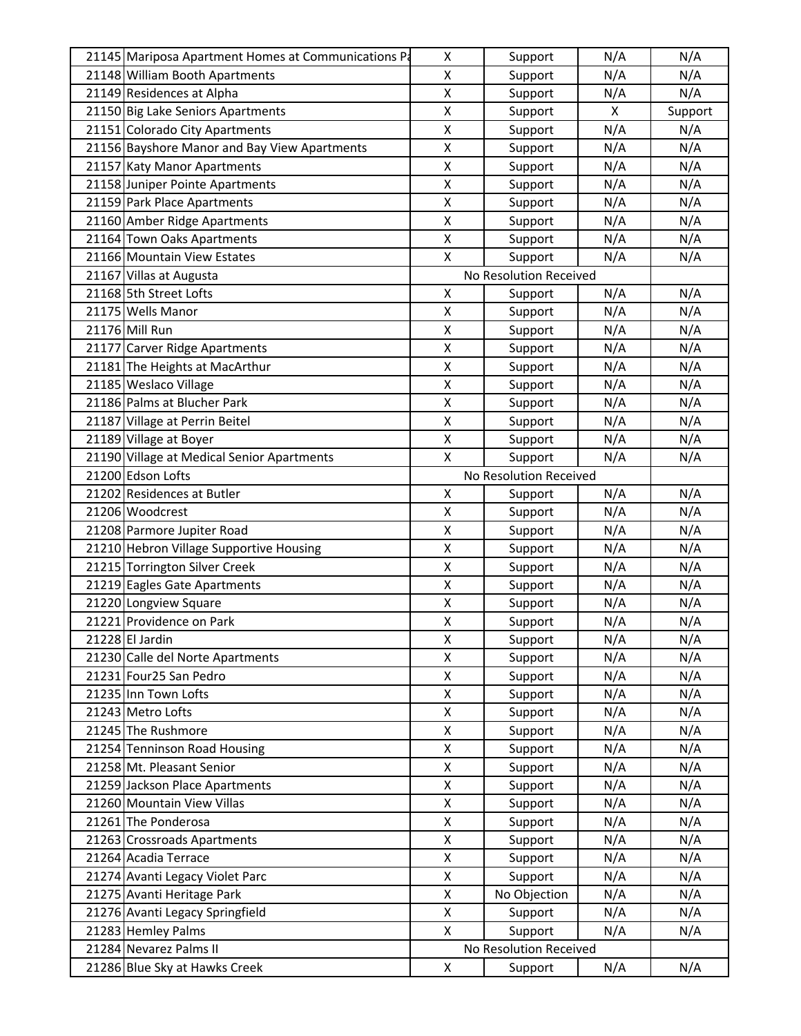| | | | | | |
|---|---|---|---|---|---|
| 21145 | Mariposa Apartment Homes at Communications Pa | X | Support | N/A | N/A |
| 21148 | William Booth Apartments | X | Support | N/A | N/A |
| 21149 | Residences at Alpha | X | Support | N/A | N/A |
| 21150 | Big Lake Seniors Apartments | X | Support | X | Support |
| 21151 | Colorado City Apartments | X | Support | N/A | N/A |
| 21156 | Bayshore Manor and Bay View Apartments | X | Support | N/A | N/A |
| 21157 | Katy Manor Apartments | X | Support | N/A | N/A |
| 21158 | Juniper Pointe Apartments | X | Support | N/A | N/A |
| 21159 | Park Place Apartments | X | Support | N/A | N/A |
| 21160 | Amber Ridge Apartments | X | Support | N/A | N/A |
| 21164 | Town Oaks Apartments | X | Support | N/A | N/A |
| 21166 | Mountain View Estates | X | Support | N/A | N/A |
| 21167 | Villas at Augusta | No Resolution Received | | | |
| 21168 | 5th Street Lofts | X | Support | N/A | N/A |
| 21175 | Wells Manor | X | Support | N/A | N/A |
| 21176 | Mill Run | X | Support | N/A | N/A |
| 21177 | Carver Ridge Apartments | X | Support | N/A | N/A |
| 21181 | The Heights at MacArthur | X | Support | N/A | N/A |
| 21185 | Weslaco Village | X | Support | N/A | N/A |
| 21186 | Palms at Blucher Park | X | Support | N/A | N/A |
| 21187 | Village at Perrin Beitel | X | Support | N/A | N/A |
| 21189 | Village at Boyer | X | Support | N/A | N/A |
| 21190 | Village at Medical Senior Apartments | X | Support | N/A | N/A |
| 21200 | Edson Lofts | No Resolution Received | | | |
| 21202 | Residences at Butler | X | Support | N/A | N/A |
| 21206 | Woodcrest | X | Support | N/A | N/A |
| 21208 | Parmore Jupiter Road | X | Support | N/A | N/A |
| 21210 | Hebron Village Supportive Housing | X | Support | N/A | N/A |
| 21215 | Torrington Silver Creek | X | Support | N/A | N/A |
| 21219 | Eagles Gate Apartments | X | Support | N/A | N/A |
| 21220 | Longview Square | X | Support | N/A | N/A |
| 21221 | Providence on Park | X | Support | N/A | N/A |
| 21228 | El Jardin | X | Support | N/A | N/A |
| 21230 | Calle del Norte Apartments | X | Support | N/A | N/A |
| 21231 | Four25 San Pedro | X | Support | N/A | N/A |
| 21235 | Inn Town Lofts | X | Support | N/A | N/A |
| 21243 | Metro Lofts | X | Support | N/A | N/A |
| 21245 | The Rushmore | X | Support | N/A | N/A |
| 21254 | Tenninson Road Housing | X | Support | N/A | N/A |
| 21258 | Mt. Pleasant Senior | X | Support | N/A | N/A |
| 21259 | Jackson Place Apartments | X | Support | N/A | N/A |
| 21260 | Mountain View Villas | X | Support | N/A | N/A |
| 21261 | The Ponderosa | X | Support | N/A | N/A |
| 21263 | Crossroads Apartments | X | Support | N/A | N/A |
| 21264 | Acadia Terrace | X | Support | N/A | N/A |
| 21274 | Avanti Legacy Violet Parc | X | Support | N/A | N/A |
| 21275 | Avanti Heritage Park | X | No Objection | N/A | N/A |
| 21276 | Avanti Legacy Springfield | X | Support | N/A | N/A |
| 21283 | Hemley Palms | X | Support | N/A | N/A |
| 21284 | Nevarez Palms II | No Resolution Received | | | |
| 21286 | Blue Sky at Hawks Creek | X | Support | N/A | N/A |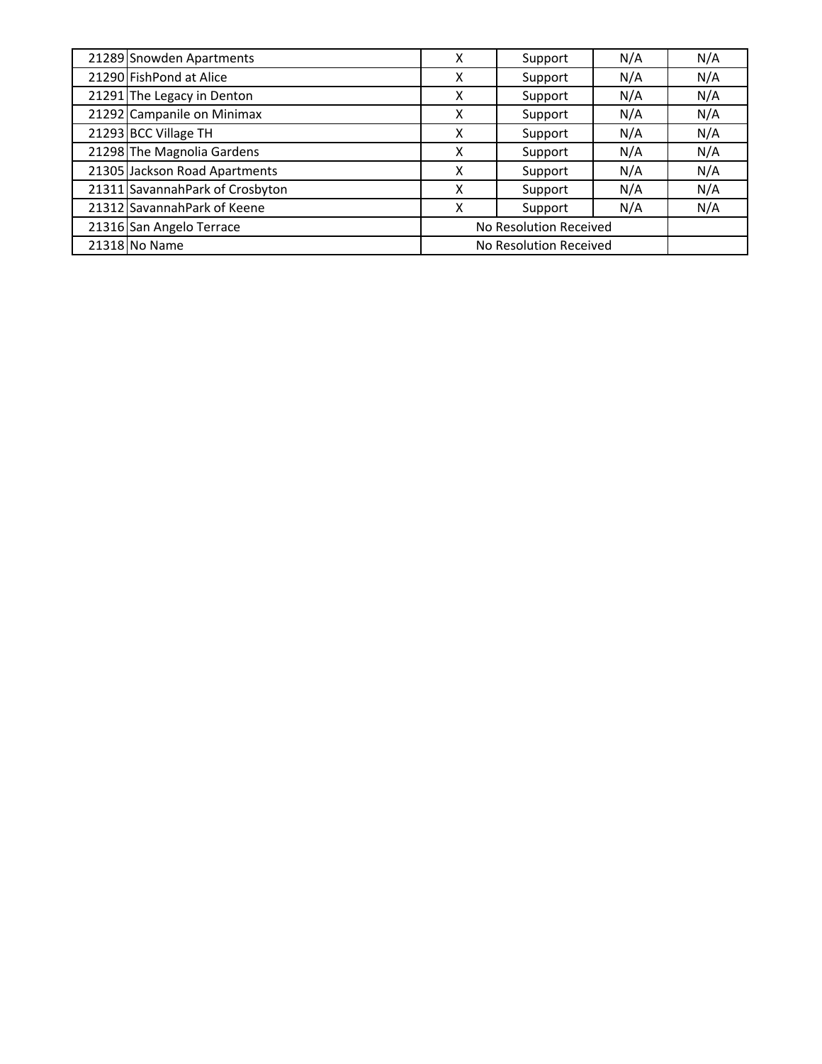| | | | | | |
|---|---|---|---|---|---|
| 21289 | Snowden Apartments | X | Support | N/A | N/A |
| 21290 | FishPond at Alice | X | Support | N/A | N/A |
| 21291 | The Legacy in Denton | X | Support | N/A | N/A |
| 21292 | Campanile on Minimax | X | Support | N/A | N/A |
| 21293 | BCC Village TH | X | Support | N/A | N/A |
| 21298 | The Magnolia Gardens | X | Support | N/A | N/A |
| 21305 | Jackson Road Apartments | X | Support | N/A | N/A |
| 21311 | SavannahPark of Crosbyton | X | Support | N/A | N/A |
| 21312 | SavannahPark of Keene | X | Support | N/A | N/A |
| 21316 | San Angelo Terrace | No Resolution Received | | | |
| 21318 | No Name | No Resolution Received | | | |